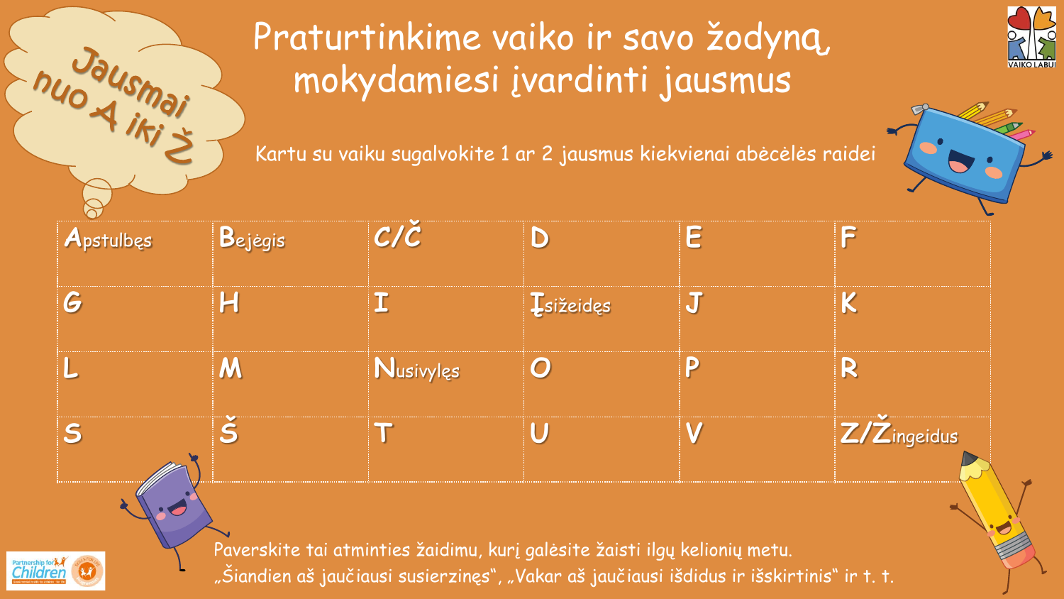Jausmai nuo A iki Ž

# Praturtinkime vaiko ir savo žodyną, mokydamiesi įvardinti jausmus

Kartu su vaiku sugalvokite 1 ar 2 jausmus kiekvienai abėcėlės raidei

| | | | | | |
|---|---|---|---|---|---|
| Apstulbęs | Bejėgis | C/Č | D | E | F |
| G | H | I | Įsižeidęs | J | K |
| L | M | Nusivylęs | O | P | R |
| S | Š | T | U | V | Z/Žingeidus |

Paverskite tai atminties žaidimu, kurį galėsite žaisti ilgų kelionių metu.
„Šiandien aš jaučiausi susierzinęs“, „Vakar aš jaučiausi išdidus ir išskirtinis“ ir t. t.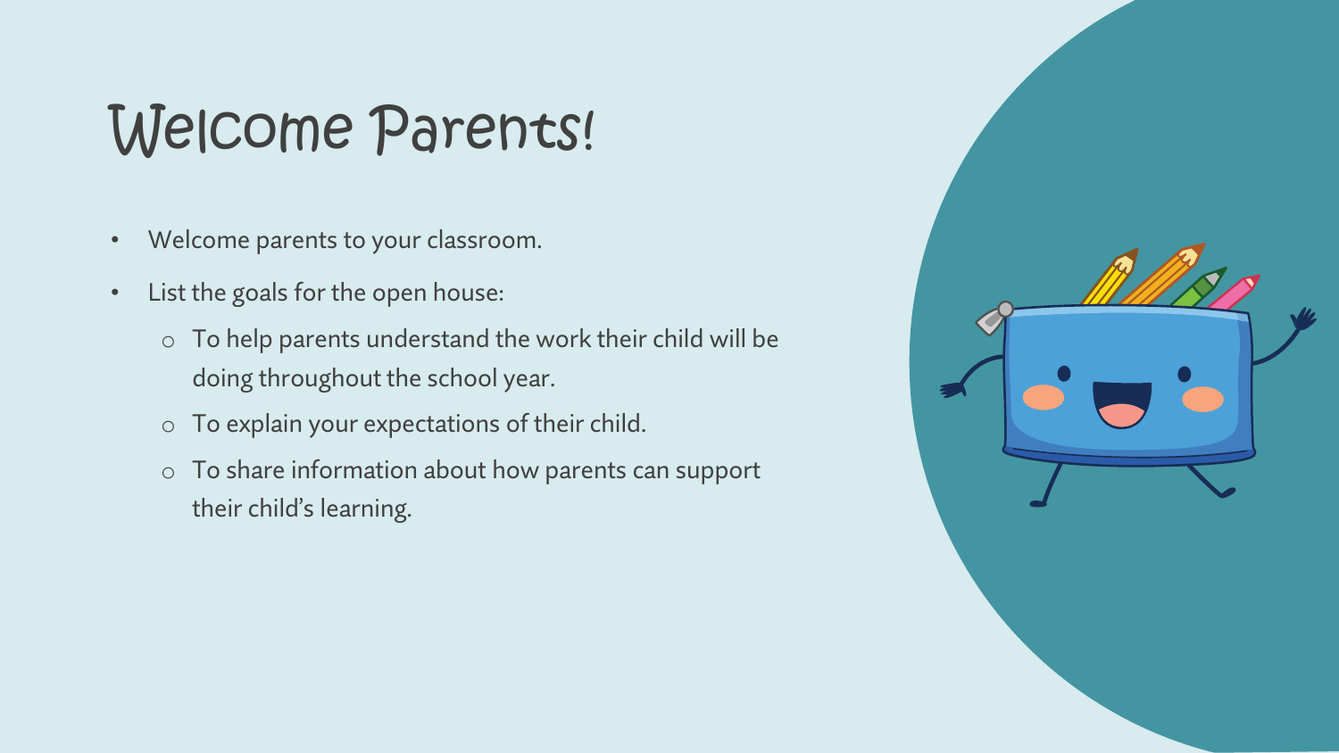# Welcome Parents!

- Welcome parents to your classroom.
- List the goals for the open house:
  - To help parents understand the work their child will be doing throughout the school year.
  - To explain your expectations of their child.
  - To share information about how parents can support their child's learning.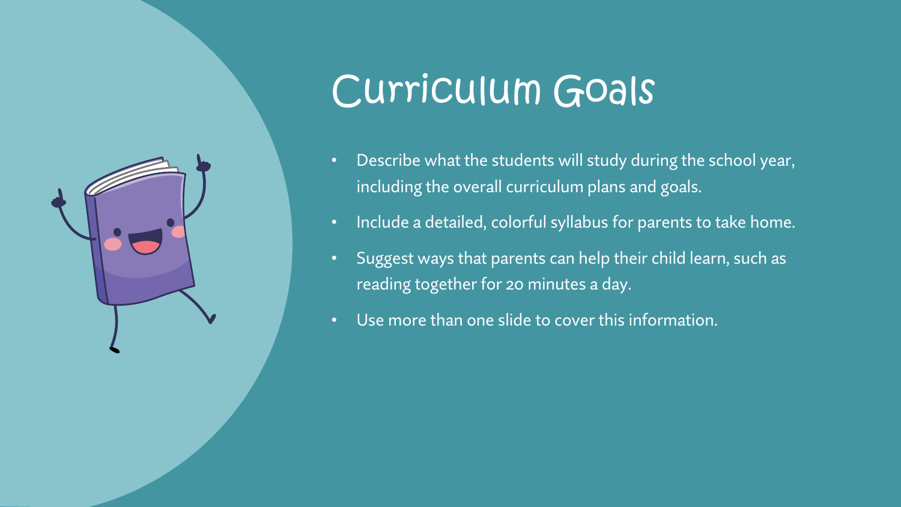# Curriculum Goals

- Describe what the students will study during the school year, including the overall curriculum plans and goals.
- Include a detailed, colorful syllabus for parents to take home.
- Suggest ways that parents can help their child learn, such as reading together for 20 minutes a day.
- Use more than one slide to cover this information.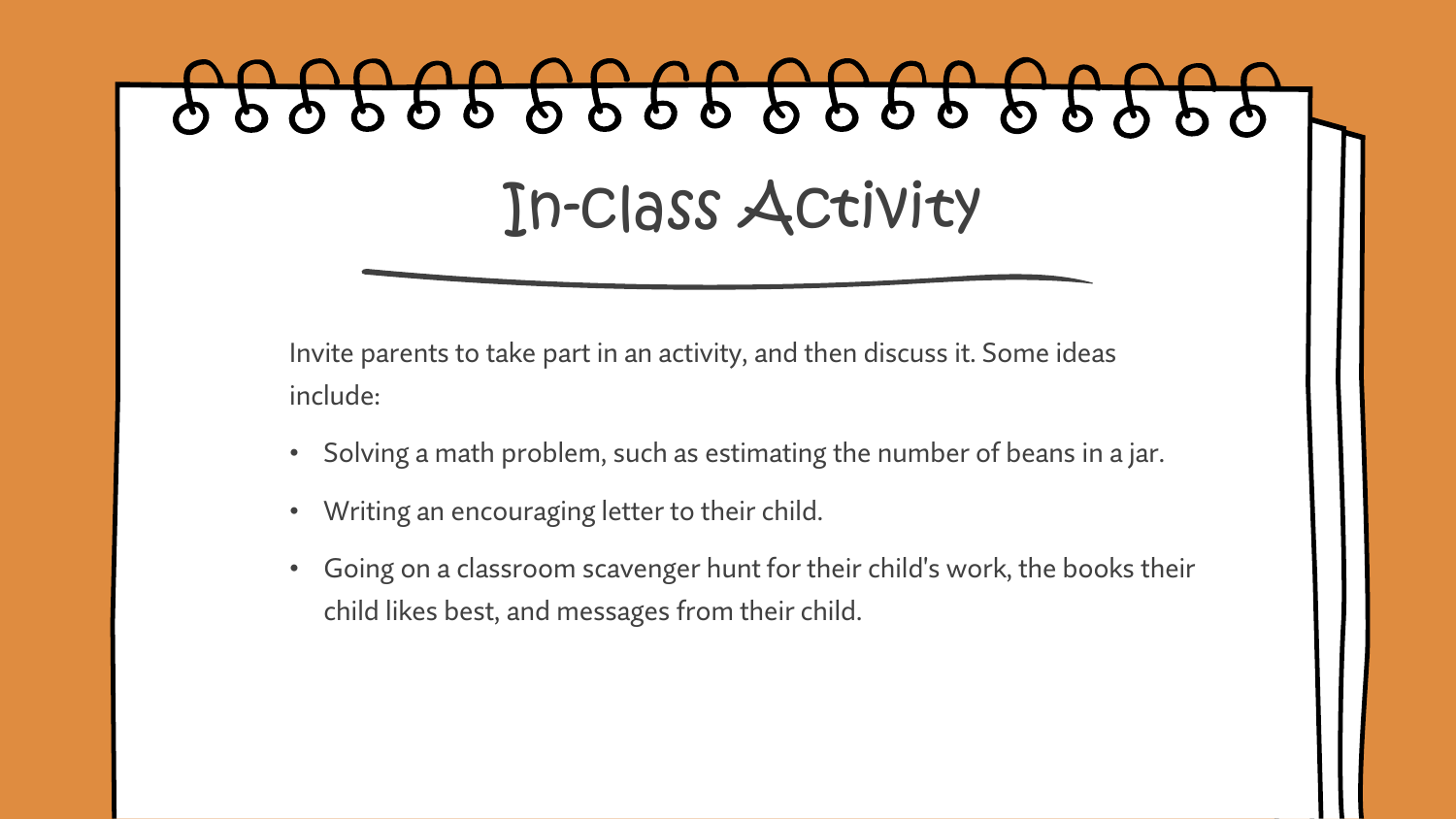# In-Class Activity

Invite parents to take part in an activity, and then discuss it. Some ideas include:

- Solving a math problem, such as estimating the number of beans in a jar.
- Writing an encouraging letter to their child.
- Going on a classroom scavenger hunt for their child's work, the books their child likes best, and messages from their child.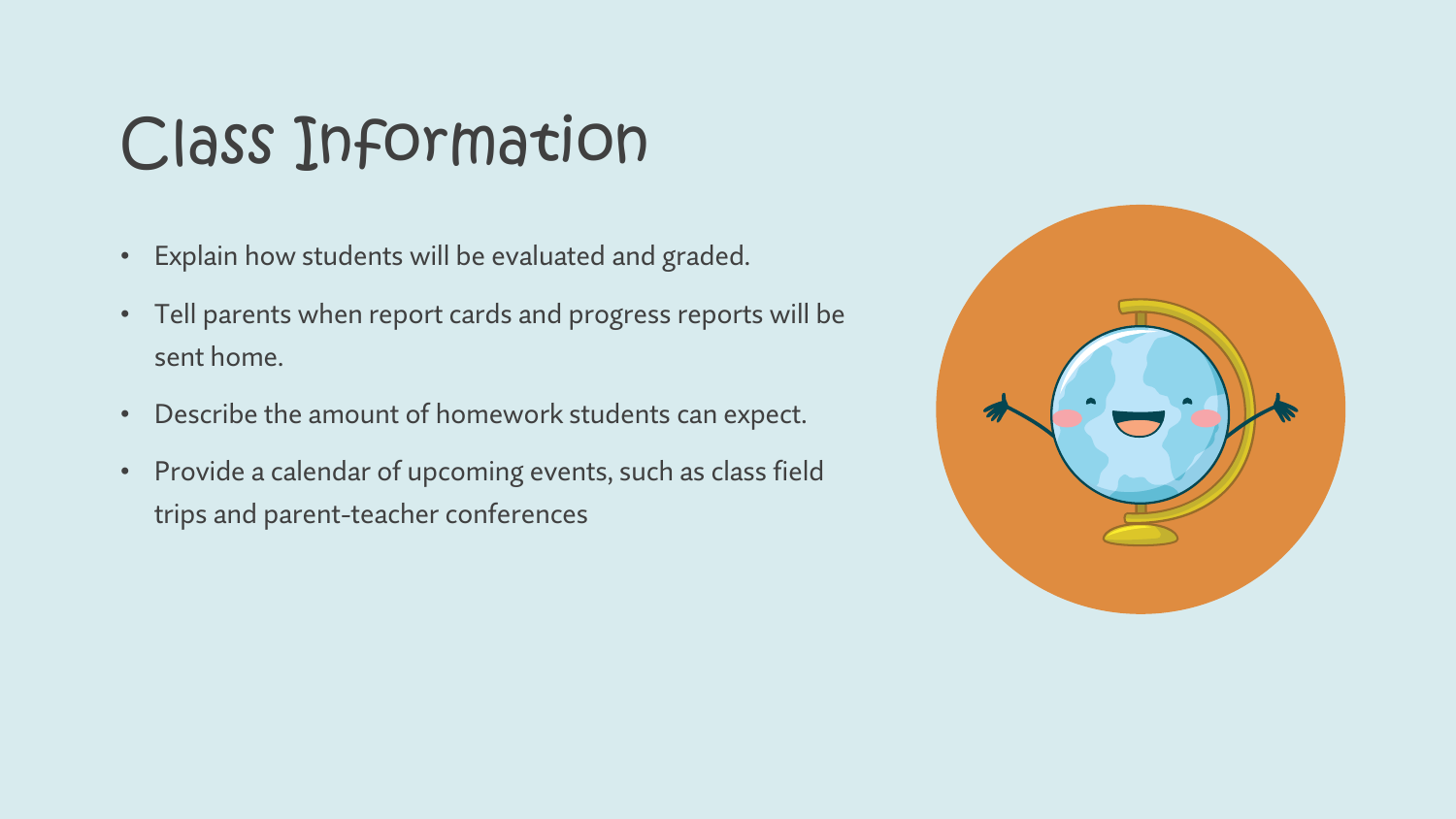# Class Information

- Explain how students will be evaluated and graded.
- Tell parents when report cards and progress reports will be sent home.
- Describe the amount of homework students can expect.
- Provide a calendar of upcoming events, such as class field trips and parent-teacher conferences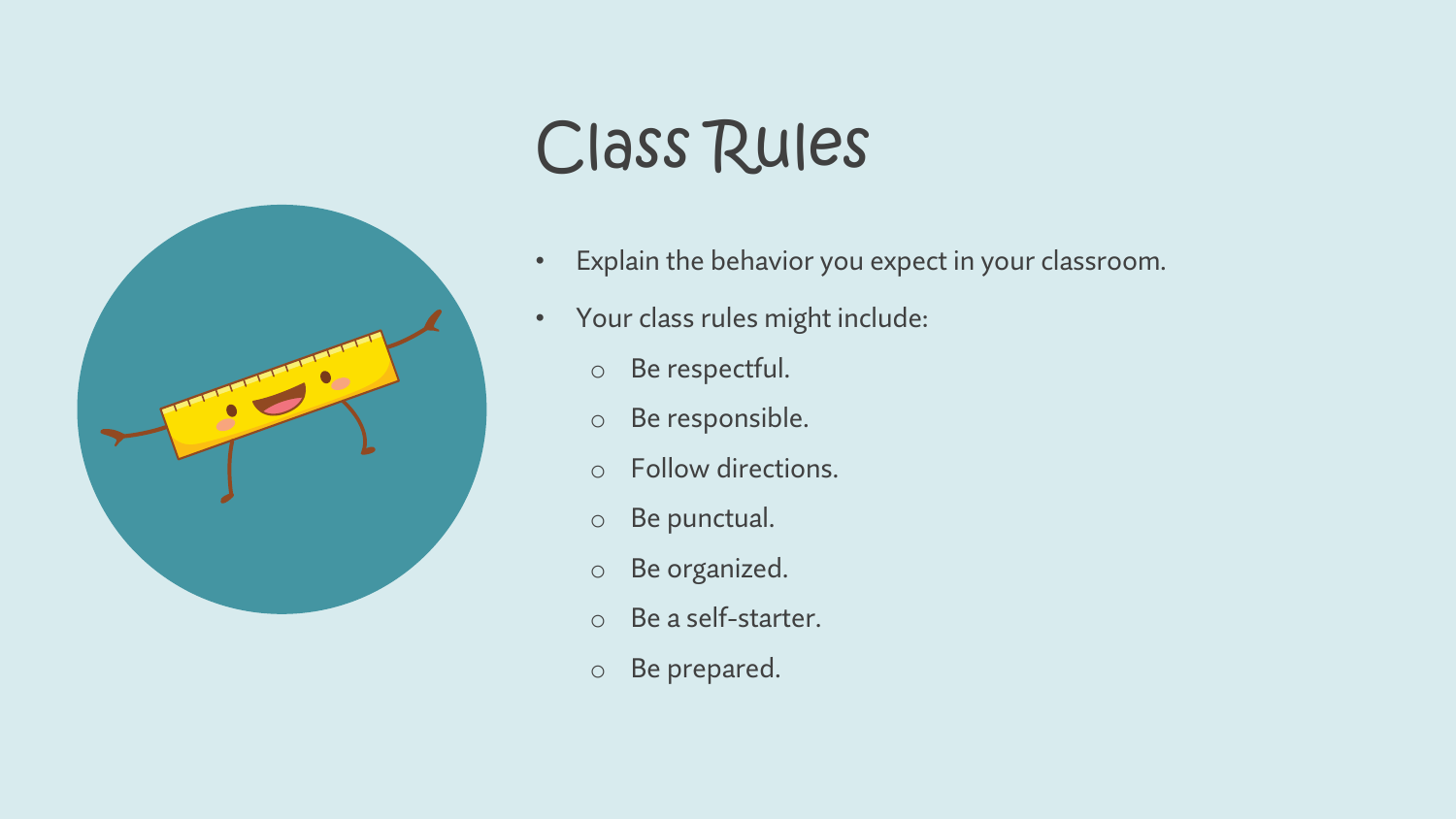# Class Rules

- Explain the behavior you expect in your classroom.
- Your class rules might include:
  - Be respectful.
  - Be responsible.
  - Follow directions.
  - Be punctual.
  - Be organized.
  - Be a self-starter.
  - Be prepared.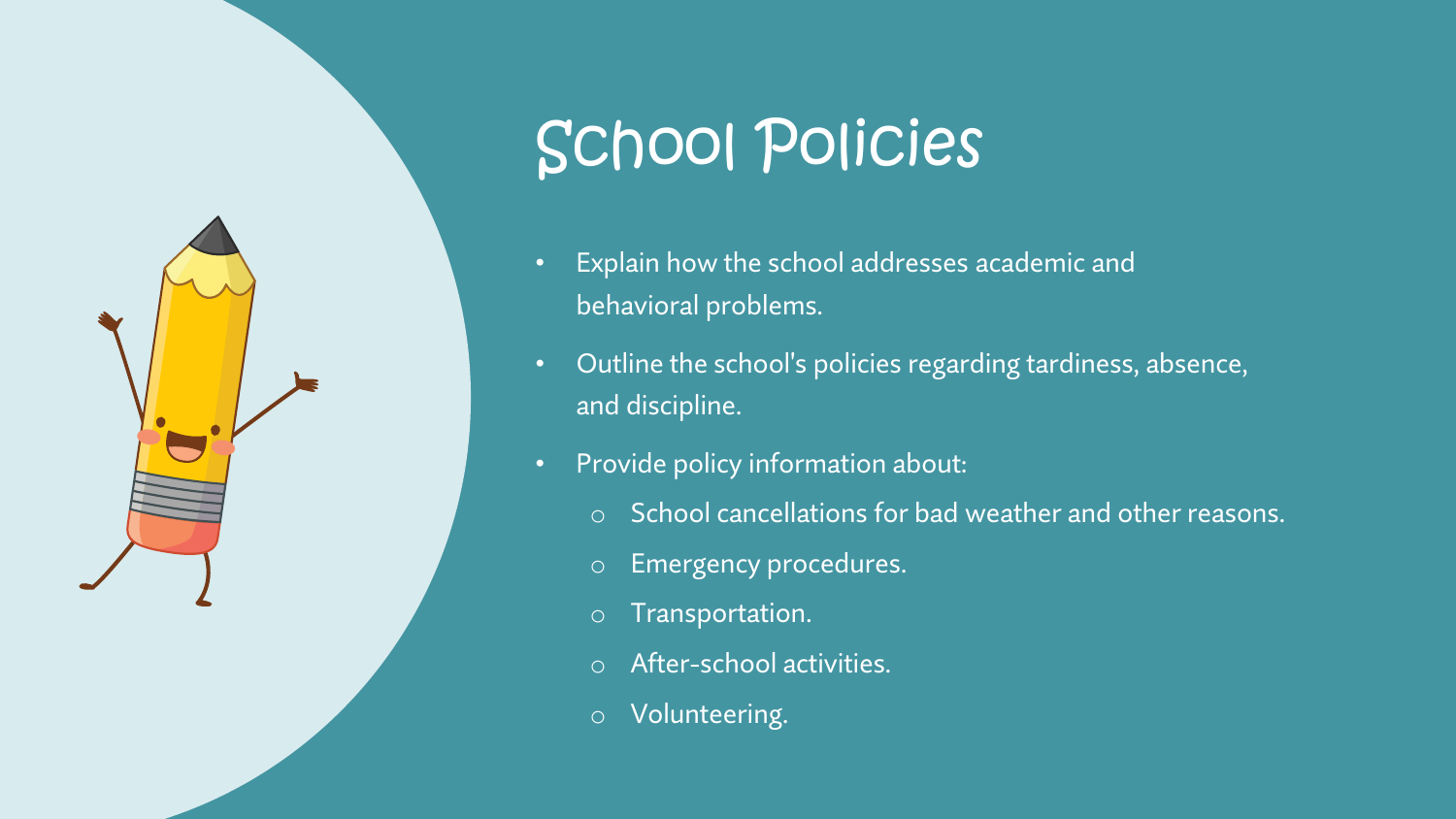# School Policies

- Explain how the school addresses academic and behavioral problems.
- Outline the school's policies regarding tardiness, absence, and discipline.
- Provide policy information about:
  - School cancellations for bad weather and other reasons.
  - Emergency procedures.
  - Transportation.
  - After-school activities.
  - Volunteering.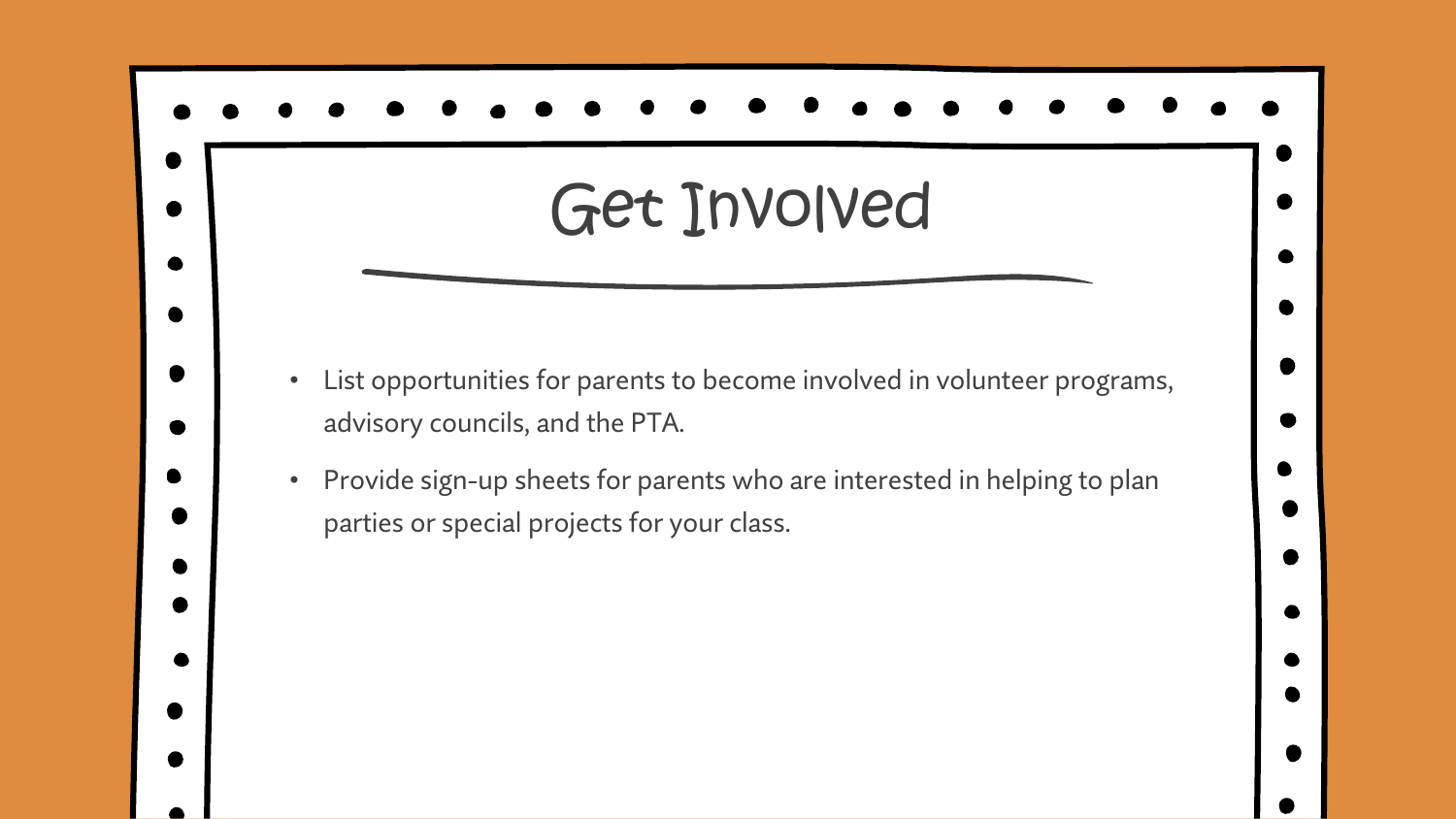# Get Involved

- List opportunities for parents to become involved in volunteer programs, advisory councils, and the PTA.
- Provide sign-up sheets for parents who are interested in helping to plan parties or special projects for your class.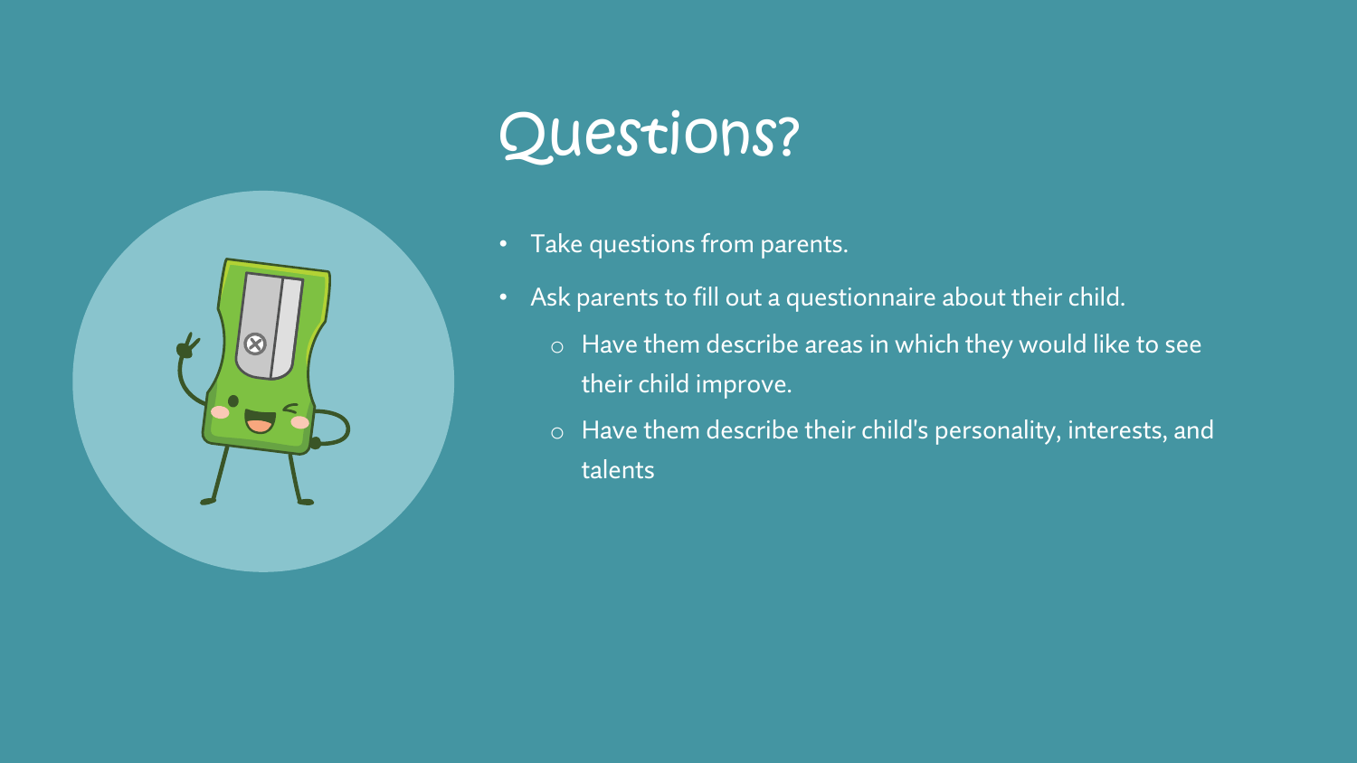# Questions?

- Take questions from parents.
- Ask parents to fill out a questionnaire about their child.
  - Have them describe areas in which they would like to see their child improve.
  - Have them describe their child's personality, interests, and talents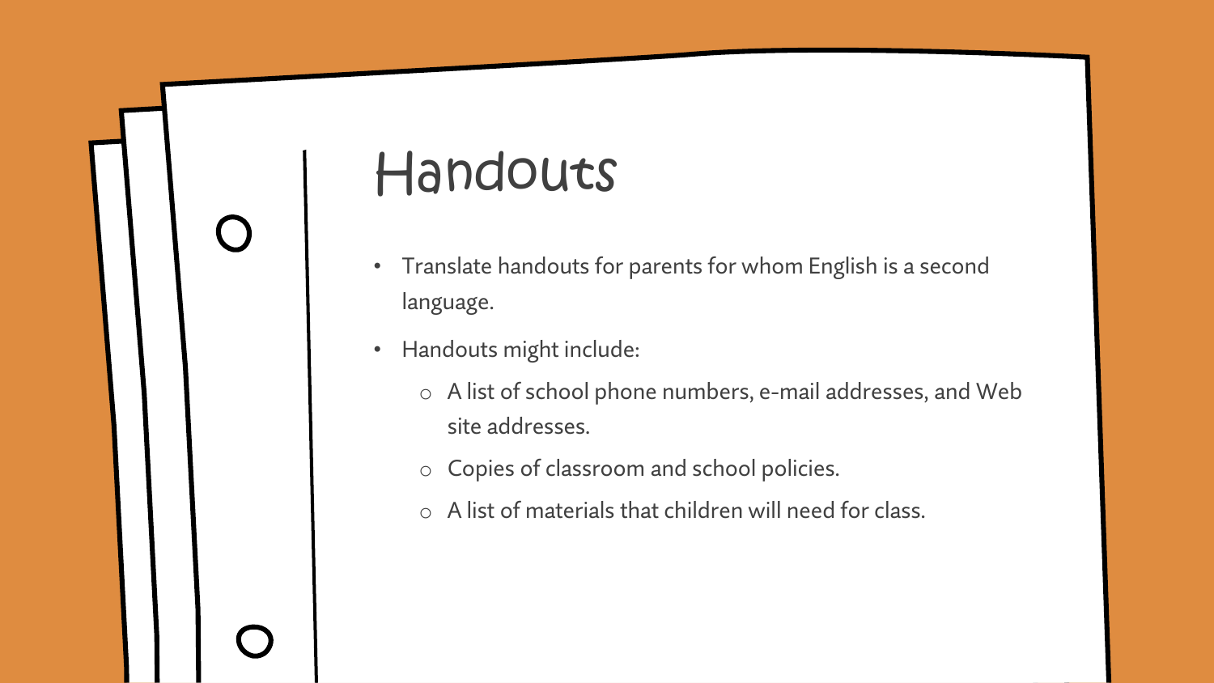# Handouts

- Translate handouts for parents for whom English is a second language.
- Handouts might include:
  - A list of school phone numbers, e-mail addresses, and Web site addresses.
  - Copies of classroom and school policies.
  - A list of materials that children will need for class.